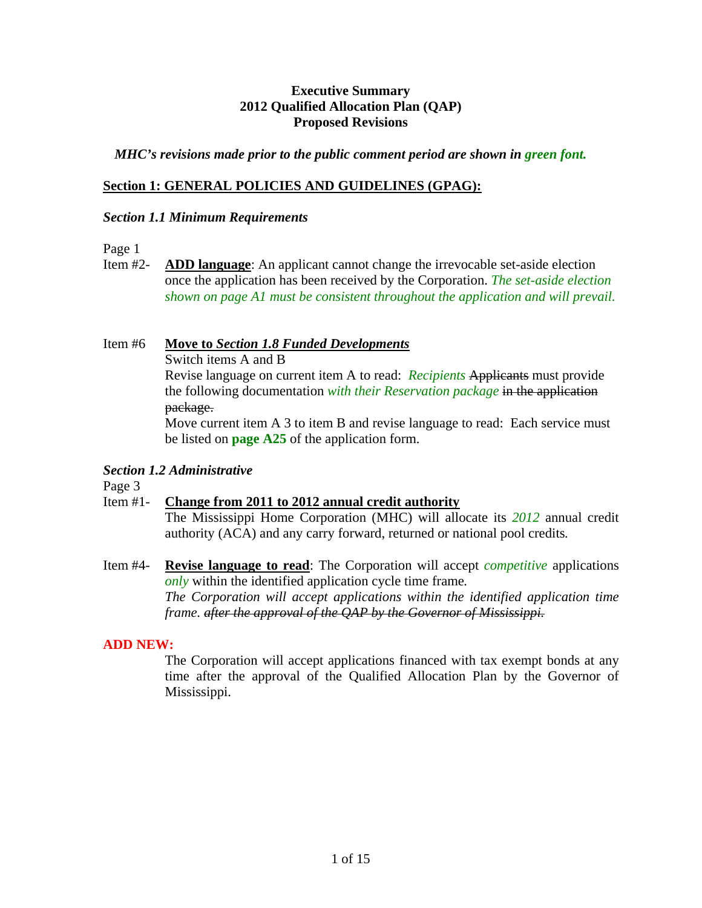# Executive Summary
# 2012 Qualified Allocation Plan (QAP)
# Proposed Revisions

***MHC's revisions made prior to the public comment period are shown in green font.***

## Section 1: GENERAL POLICIES AND GUIDELINES (GPAG):

### *Section 1.1 Minimum Requirements*

Page 1

Item #2- **ADD language**: An applicant cannot change the irrevocable set-aside election once the application has been received by the Corporation. *The set-aside election shown on page A1 must be consistent throughout the application and will prevail.*

Item #6 **Move to *Section 1.8 Funded Developments***

Switch items A and B

Revise language on current item A to read: *Recipients* ~~Applicants~~ must provide the following documentation *with their Reservation package* ~~in the application package.~~

Move current item A 3 to item B and revise language to read: Each service must be listed on **page A25** of the application form.

### *Section 1.2 Administrative*

Page 3

Item #1- **Change from 2011 to 2012 annual credit authority**

The Mississippi Home Corporation (MHC) will allocate its *2012* annual credit authority (ACA) and any carry forward, returned or national pool credits.

Item #4- **Revise language to read**: The Corporation will accept *competitive* applications *only* within the identified application cycle time frame.

*The Corporation will accept applications within the identified application time frame. ~~after the approval of the QAP by the Governor of Mississippi.~~*

**ADD NEW:**

The Corporation will accept applications financed with tax exempt bonds at any time after the approval of the Qualified Allocation Plan by the Governor of Mississippi.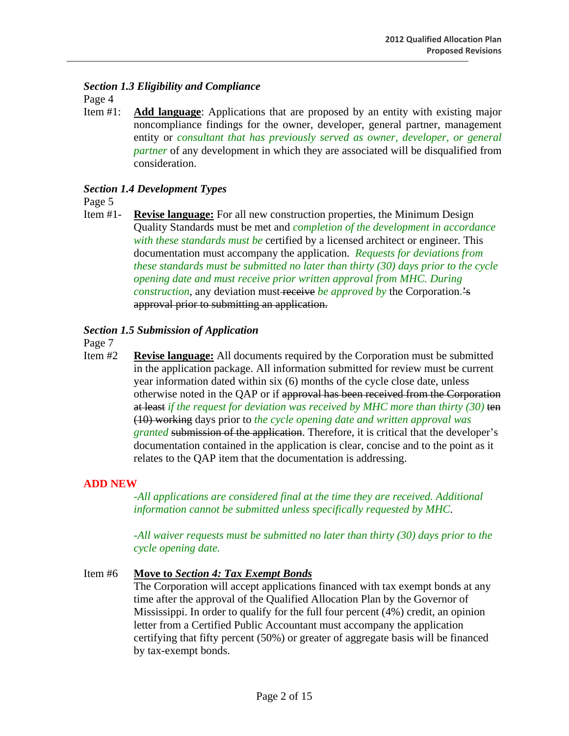### *Section 1.3 Eligibility and Compliance*

Page 4

Item #1: **Add language**: Applications that are proposed by an entity with existing major noncompliance findings for the owner, developer, general partner, management entity or *consultant that has previously served as owner, developer, or general partner* of any development in which they are associated will be disqualified from consideration.

### *Section 1.4 Development Types*

Page 5

Item #1- **Revise language:** For all new construction properties, the Minimum Design Quality Standards must be met and *completion of the development in accordance with these standards must be* certified by a licensed architect or engineer. This documentation must accompany the application. *Requests for deviations from these standards must be submitted no later than thirty (30) days prior to the cycle opening date and must receive prior written approval from MHC. During construction*, any deviation must ~~receive~~ *be approved by* the Corporation.~~'s approval prior to submitting an application.~~

### *Section 1.5 Submission of Application*

Page 7

Item #2 **Revise language:** All documents required by the Corporation must be submitted in the application package. All information submitted for review must be current year information dated within six (6) months of the cycle close date, unless otherwise noted in the QAP or if ~~approval has been received from the Corporation at least~~ *if the request for deviation was received by MHC more than thirty (30)* ~~ten (10) working~~ days prior to *the cycle opening date and written approval was granted* ~~submission of the application~~. Therefore, it is critical that the developer's documentation contained in the application is clear, concise and to the point as it relates to the QAP item that the documentation is addressing.

**ADD NEW**

*-All applications are considered final at the time they are received. Additional information cannot be submitted unless specifically requested by MHC.*

*-All waiver requests must be submitted no later than thirty (30) days prior to the cycle opening date.*

Item #6 **Move to *Section 4: Tax Exempt Bonds***

The Corporation will accept applications financed with tax exempt bonds at any time after the approval of the Qualified Allocation Plan by the Governor of Mississippi. In order to qualify for the full four percent (4%) credit, an opinion letter from a Certified Public Accountant must accompany the application certifying that fifty percent (50%) or greater of aggregate basis will be financed by tax-exempt bonds.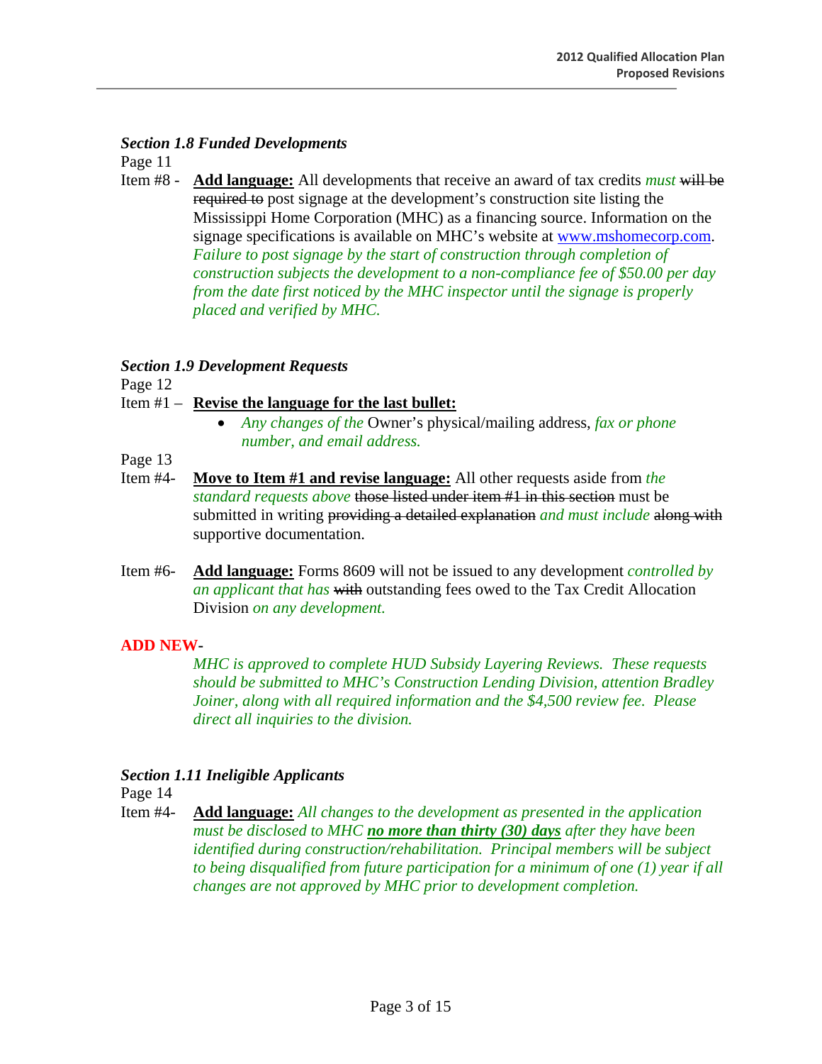### *Section 1.8 Funded Developments*

Page 11

Item #8 - **Add language:** All developments that receive an award of tax credits *must* ~~will be required to~~ post signage at the development's construction site listing the Mississippi Home Corporation (MHC) as a financing source. Information on the signage specifications is available on MHC's website at www.mshomecorp.com. *Failure to post signage by the start of construction through completion of construction subjects the development to a non-compliance fee of $50.00 per day from the date first noticed by the MHC inspector until the signage is properly placed and verified by MHC.*

### *Section 1.9 Development Requests*

Page 12

Item #1 – **Revise the language for the last bullet:**

- *Any changes of the* Owner's physical/mailing address, *fax or phone number, and email address.*

Page 13

Item #4- **Move to Item #1 and revise language:** All other requests aside from *the standard requests above* ~~those listed under item #1 in this section~~ must be submitted in writing ~~providing a detailed explanation~~ *and must include* ~~along with~~ supportive documentation.

Item #6- **Add language:** Forms 8609 will not be issued to any development *controlled by an applicant that has* ~~with~~ outstanding fees owed to the Tax Credit Allocation Division *on any development.*

**ADD NEW-**

*MHC is approved to complete HUD Subsidy Layering Reviews. These requests should be submitted to MHC's Construction Lending Division, attention Bradley Joiner, along with all required information and the $4,500 review fee. Please direct all inquiries to the division.*

### *Section 1.11 Ineligible Applicants*

Page 14

Item #4- **Add language:** *All changes to the development as presented in the application must be disclosed to MHC **no more than thirty (30) days** after they have been identified during construction/rehabilitation. Principal members will be subject to being disqualified from future participation for a minimum of one (1) year if all changes are not approved by MHC prior to development completion.*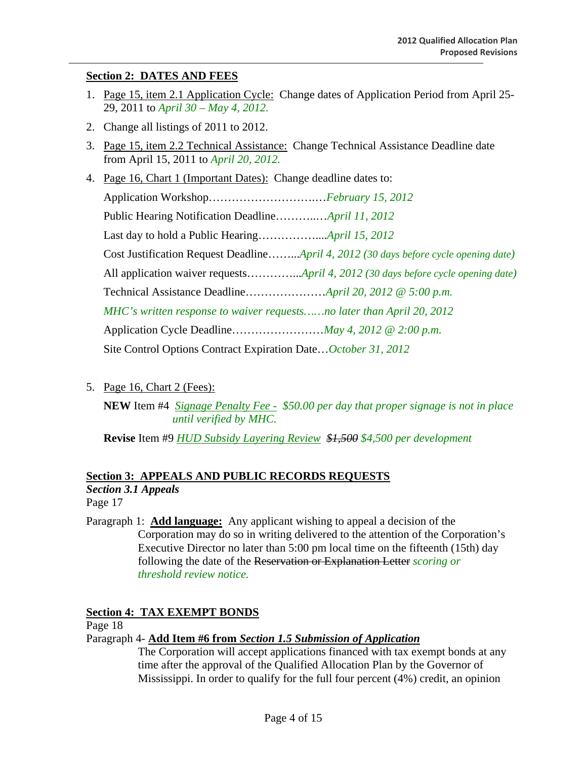**Section 2: DATES AND FEES**

1. Page 15, item 2.1 Application Cycle: Change dates of Application Period from April 25-29, 2011 to *April 30 – May 4, 2012.*
2. Change all listings of 2011 to 2012.
3. Page 15, item 2.2 Technical Assistance: Change Technical Assistance Deadline date from April 15, 2011 to *April 20, 2012.*
4. Page 16, Chart 1 (Important Dates): Change deadline dates to:

   Application Workshop…………………………*February 15, 2012*

   Public Hearing Notification Deadline…………*April 11, 2012*

   Last day to hold a Public Hearing……………....*April 15, 2012*

   Cost Justification Request Deadline……...*April 4, 2012 (30 days before cycle opening date)*

   All application waiver requests…………...*April 4, 2012 (30 days before cycle opening date)*

   Technical Assistance Deadline…………………*April 20, 2012 @ 5:00 p.m.*

   *MHC's written response to waiver requests……no later than April 20, 2012*

   Application Cycle Deadline……………………*May 4, 2012 @ 2:00 p.m.*

   Site Control Options Contract Expiration Date…*October 31, 2012*

5. Page 16, Chart 2 (Fees):

   **NEW** Item #4 *Signage Penalty Fee - $50.00 per day that proper signage is not in place until verified by MHC.*

   **Revise** Item #9 *HUD Subsidy Layering Review* ~~$1,500~~ *$4,500 per development*

**Section 3: APPEALS AND PUBLIC RECORDS REQUESTS**

***Section 3.1 Appeals***

Page 17

Paragraph 1: **Add language:** Any applicant wishing to appeal a decision of the Corporation may do so in writing delivered to the attention of the Corporation's Executive Director no later than 5:00 pm local time on the fifteenth (15th) day following the date of the ~~Reservation or Explanation Letter~~ *scoring or threshold review notice.*

**Section 4: TAX EXEMPT BONDS**

Page 18

Paragraph 4- **Add Item #6 from *Section 1.5 Submission of Application***

The Corporation will accept applications financed with tax exempt bonds at any time after the approval of the Qualified Allocation Plan by the Governor of Mississippi. In order to qualify for the full four percent (4%) credit, an opinion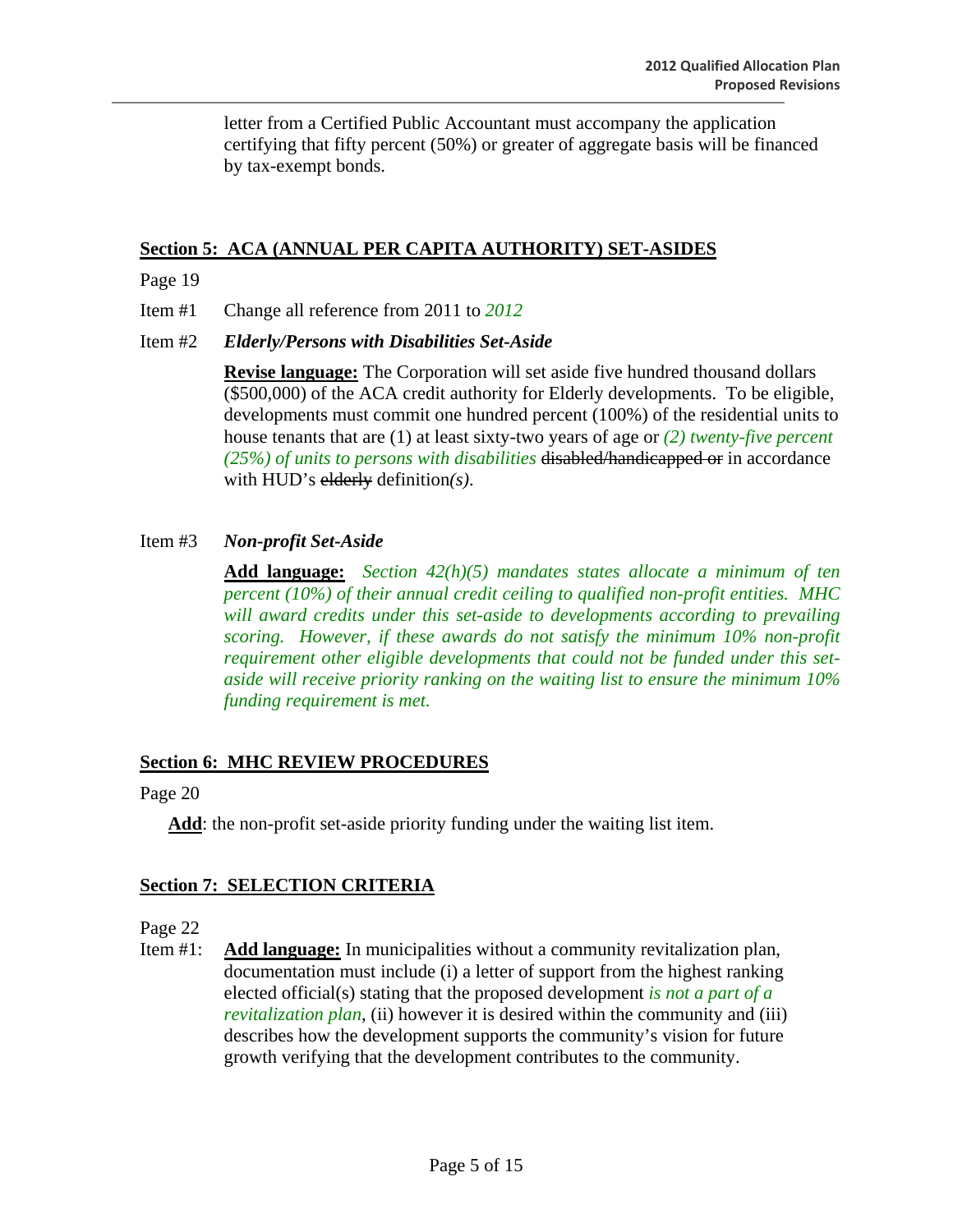letter from a Certified Public Accountant must accompany the application certifying that fifty percent (50%) or greater of aggregate basis will be financed by tax-exempt bonds.

## Section 5: ACA (ANNUAL PER CAPITA AUTHORITY) SET-ASIDES

Page 19

Item #1 Change all reference from 2011 to *2012*

Item #2 ***Elderly/Persons with Disabilities Set-Aside***

**Revise language:** The Corporation will set aside five hundred thousand dollars ($500,000) of the ACA credit authority for Elderly developments. To be eligible, developments must commit one hundred percent (100%) of the residential units to house tenants that are (1) at least sixty-two years of age or *(2) twenty-five percent (25%) of units to persons with disabilities* ~~disabled/handicapped or~~ in accordance with HUD's ~~elderly~~ definition*(s)*.

Item #3 ***Non-profit Set-Aside***

**Add language:** *Section 42(h)(5) mandates states allocate a minimum of ten percent (10%) of their annual credit ceiling to qualified non-profit entities. MHC will award credits under this set-aside to developments according to prevailing scoring. However, if these awards do not satisfy the minimum 10% non-profit requirement other eligible developments that could not be funded under this set-aside will receive priority ranking on the waiting list to ensure the minimum 10% funding requirement is met.*

## Section 6: MHC REVIEW PROCEDURES

Page 20

**Add**: the non-profit set-aside priority funding under the waiting list item.

## Section 7: SELECTION CRITERIA

Page 22

Item #1: **Add language:** In municipalities without a community revitalization plan, documentation must include (i) a letter of support from the highest ranking elected official(s) stating that the proposed development *is not a part of a revitalization plan*, (ii) however it is desired within the community and (iii) describes how the development supports the community's vision for future growth verifying that the development contributes to the community.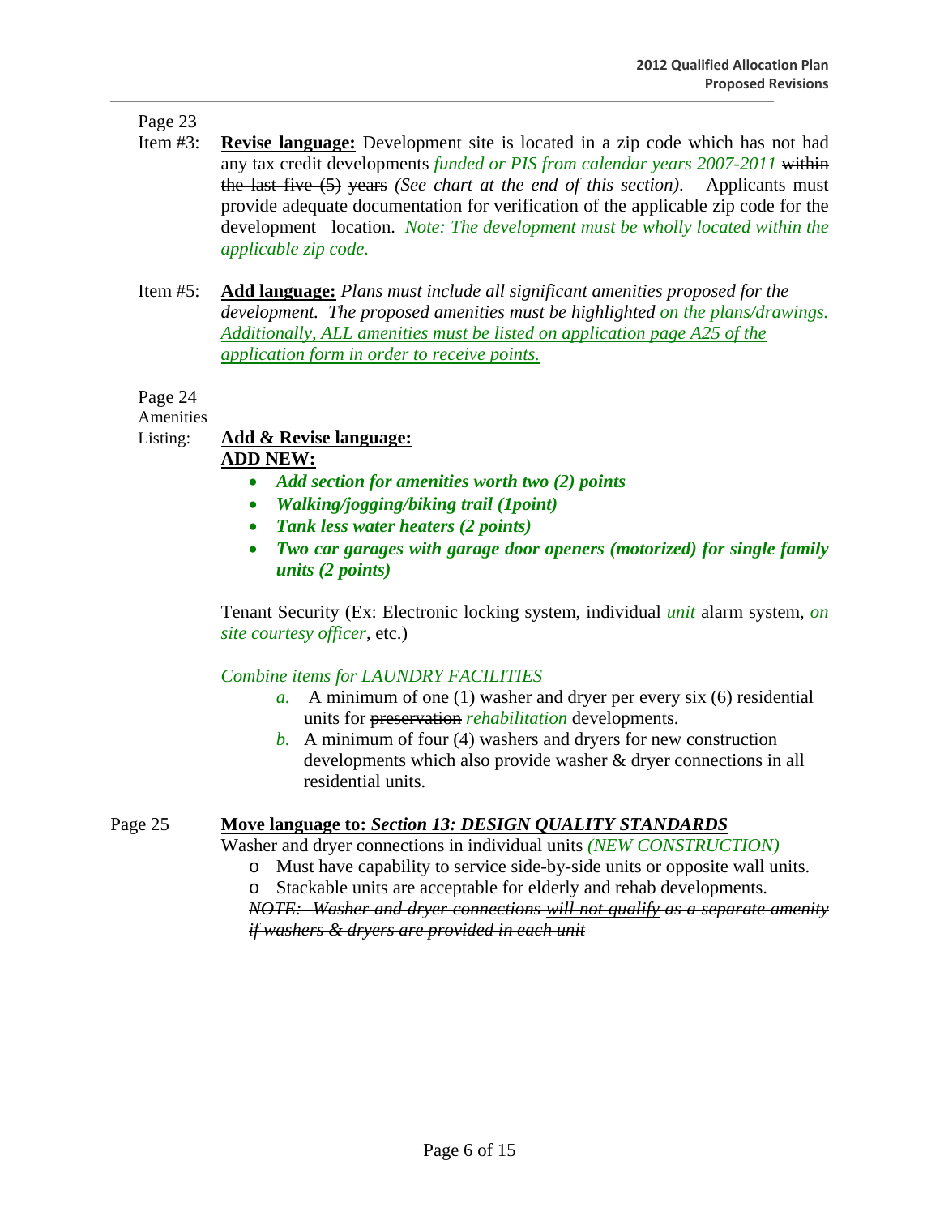Page 23

Item #3: **Revise language:** Development site is located in a zip code which has not had any tax credit developments *funded or PIS from calendar years 2007-2011* ~~within the last five (5) years~~ *(See chart at the end of this section)*. Applicants must provide adequate documentation for verification of the applicable zip code for the development location. *Note: The development must be wholly located within the applicable zip code.*

Item #5: **Add language:** *Plans must include all significant amenities proposed for the development. The proposed amenities must be highlighted on the plans/drawings. Additionally, ALL amenities must be listed on application page A25 of the application form in order to receive points.*

Page 24

Amenities Listing: **Add & Revise language:**

**ADD NEW:**

- ***Add section for amenities worth two (2) points***
- ***Walking/jogging/biking trail (1point)***
- ***Tank less water heaters (2 points)***
- ***Two car garages with garage door openers (motorized) for single family units (2 points)***

Tenant Security (Ex: ~~Electronic locking system~~, individual *unit* alarm system, *on site courtesy officer*, etc.)

*Combine items for LAUNDRY FACILITIES*

*a.* A minimum of one (1) washer and dryer per every six (6) residential units for ~~preservation~~ *rehabilitation* developments.

*b.* A minimum of four (4) washers and dryers for new construction developments which also provide washer & dryer connections in all residential units.

Page 25 **Move language to:** ***Section 13: DESIGN QUALITY STANDARDS***

Washer and dryer connections in individual units *(NEW CONSTRUCTION)*

- Must have capability to service side-by-side units or opposite wall units.
- Stackable units are acceptable for elderly and rehab developments.

~~*NOTE: Washer and dryer connections will not qualify as a separate amenity if washers & dryers are provided in each unit*~~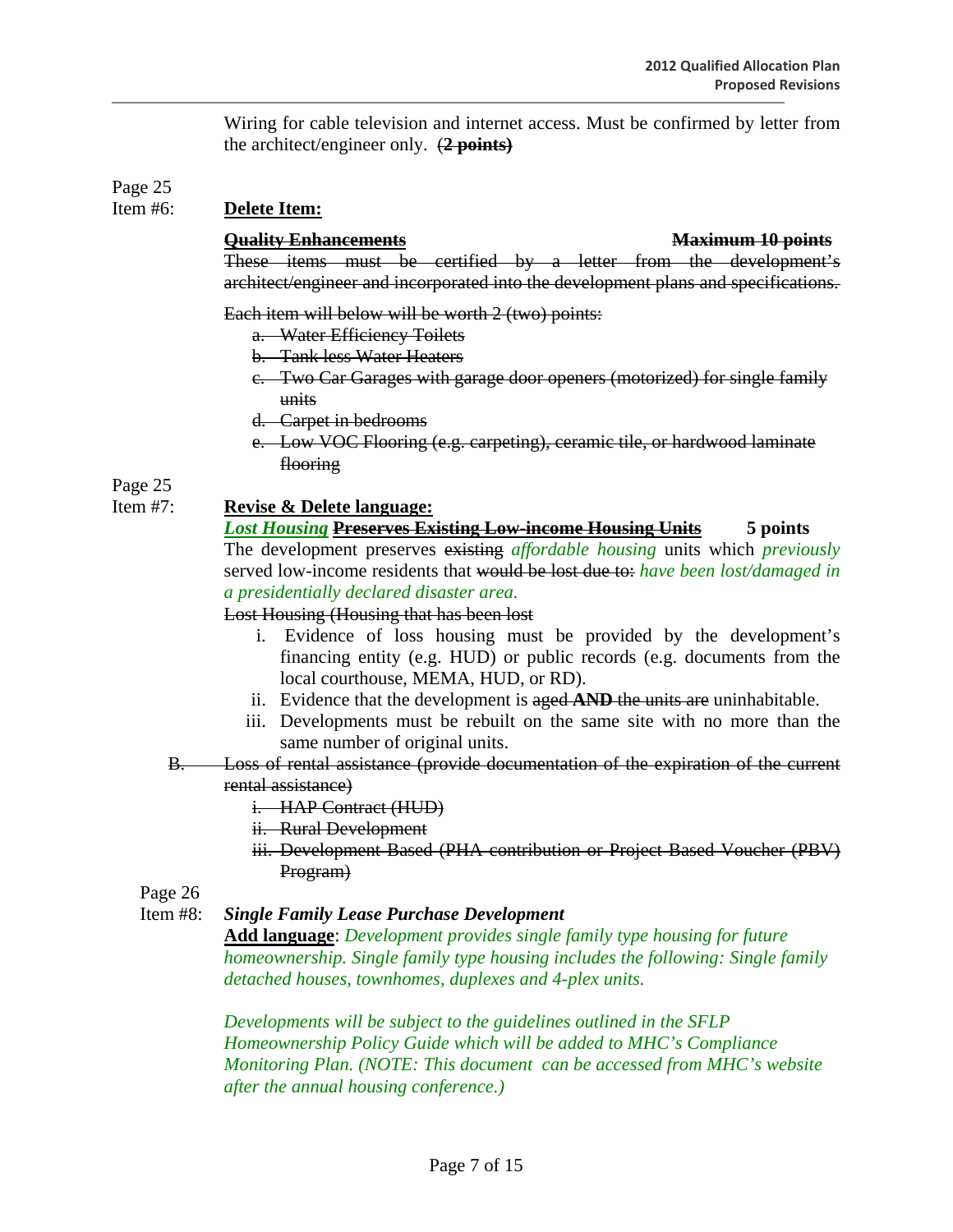Wiring for cable television and internet access. Must be confirmed by letter from the architect/engineer only. ~~(**2 points**)~~

Page 25
Item #6: **<u>Delete Item:</u>**

~~**Quality Enhancements**~~ ~~**Maximum 10 points**~~
~~These items must be certified by a letter from the development's architect/engineer and incorporated into the development plans and specifications.~~

~~Each item will below will be worth 2 (two) points:~~

- ~~a. Water Efficiency Toilets~~
- ~~b. Tank less Water Heaters~~
- ~~c. Two Car Garages with garage door openers (motorized) for single family units~~
- ~~d. Carpet in bedrooms~~
- ~~e. Low VOC Flooring (e.g. carpeting), ceramic tile, or hardwood laminate flooring~~

Page 25
Item #7: **<u>Revise & Delete language:</u>**

***<u>Lost Housing</u>*** ~~**Preserves Existing Low-income Housing Units**~~ **5 points**

The development preserves ~~existing~~ *affordable housing* units which *previously* served low-income residents that ~~would be lost due to:~~ *have been lost/damaged in a presidentially declared disaster area.*

~~Lost Housing (Housing that has been lost~~

- i. Evidence of loss housing must be provided by the development's financing entity (e.g. HUD) or public records (e.g. documents from the local courthouse, MEMA, HUD, or RD).
- ii. Evidence that the development is ~~aged~~ ~~**AND**~~ ~~the units are~~ uninhabitable.
- iii. Developments must be rebuilt on the same site with no more than the same number of original units.

~~B. Loss of rental assistance (provide documentation of the expiration of the current rental assistance)~~

- ~~i. HAP Contract (HUD)~~
- ~~ii. Rural Development~~
- ~~iii. Development Based (PHA contribution or Project Based Voucher (PBV) Program)~~

Page 26
Item #8: ***Single Family Lease Purchase Development***

**<u>Add language</u>**: *Development provides single family type housing for future homeownership. Single family type housing includes the following: Single family detached houses, townhomes, duplexes and 4-plex units.*

*Developments will be subject to the guidelines outlined in the SFLP Homeownership Policy Guide which will be added to MHC's Compliance Monitoring Plan. (NOTE: This document can be accessed from MHC's website after the annual housing conference.)*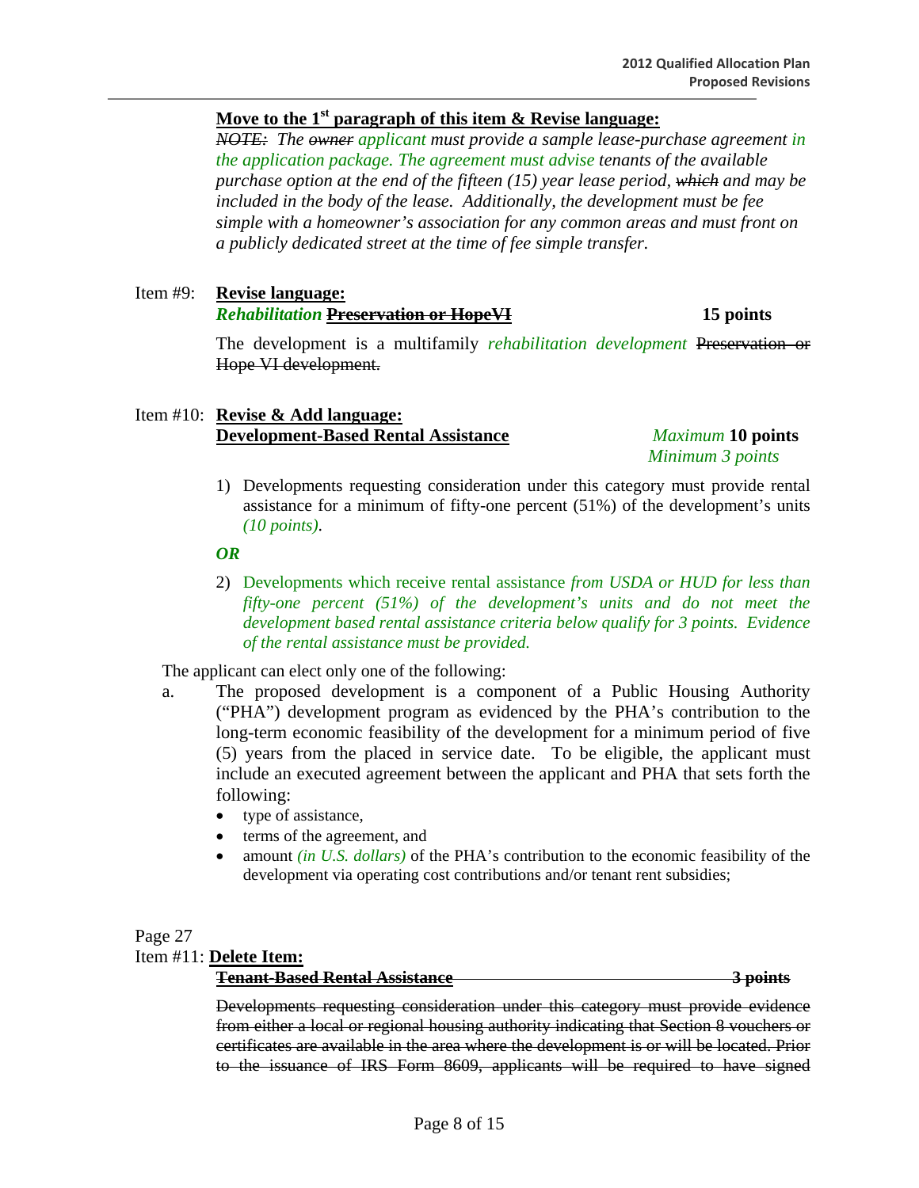**Move to the 1st paragraph of this item & Revise language:**

*~~NOTE:~~ The ~~owner~~ applicant must provide a sample lease-purchase agreement in the application package. The agreement must advise tenants of the available purchase option at the end of the fifteen (15) year lease period, ~~which~~ and may be included in the body of the lease. Additionally, the development must be fee simple with a homeowner's association for any common areas and must front on a publicly dedicated street at the time of fee simple transfer.*

Item #9: **Revise language:**

***Rehabilitation*** **~~Preservation or HopeVI~~** **15 points**

The development is a multifamily *rehabilitation development* ~~Preservation or Hope VI development.~~

Item #10: **Revise & Add language:**

**Development-Based Rental Assistance** *Maximum* **10 points** *Minimum 3 points*

1) Developments requesting consideration under this category must provide rental assistance for a minimum of fifty-one percent (51%) of the development's units *(10 points)*.

***OR***

2) Developments which receive rental assistance *from USDA or HUD for less than fifty-one percent (51%) of the development's units and do not meet the development based rental assistance criteria below qualify for 3 points. Evidence of the rental assistance must be provided.*

The applicant can elect only one of the following:

a. The proposed development is a component of a Public Housing Authority ("PHA") development program as evidenced by the PHA's contribution to the long-term economic feasibility of the development for a minimum period of five (5) years from the placed in service date. To be eligible, the applicant must include an executed agreement between the applicant and PHA that sets forth the following:
   - type of assistance,
   - terms of the agreement, and
   - amount *(in U.S. dollars)* of the PHA's contribution to the economic feasibility of the development via operating cost contributions and/or tenant rent subsidies;

Page 27

Item #11: **Delete Item:**

**~~Tenant-Based Rental Assistance~~** **~~3 points~~**

~~Developments requesting consideration under this category must provide evidence from either a local or regional housing authority indicating that Section 8 vouchers or certificates are available in the area where the development is or will be located. Prior to the issuance of IRS Form 8609, applicants will be required to have signed~~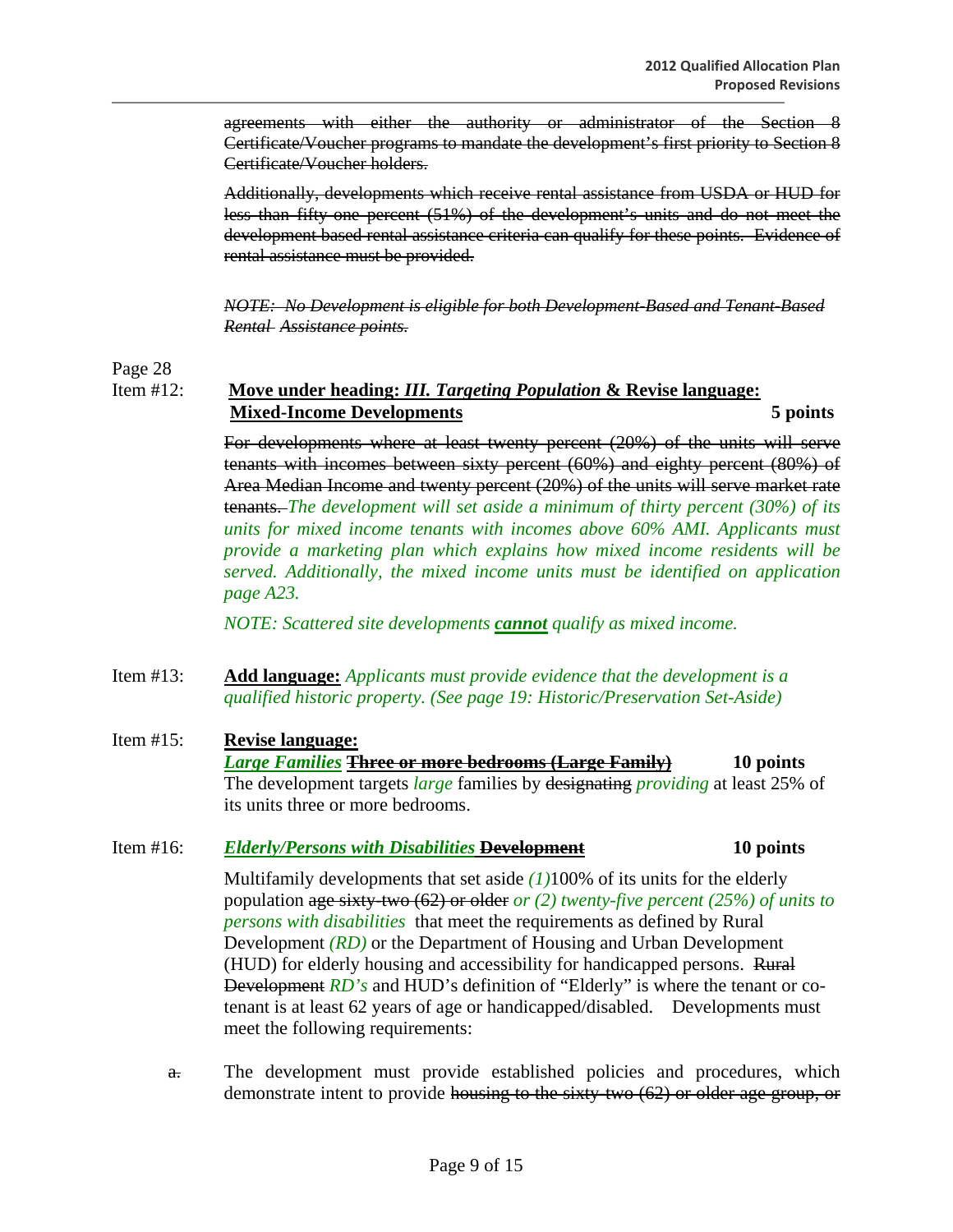~~agreements with either the authority or administrator of the Section 8 Certificate/Voucher programs to mandate the development's first priority to Section 8 Certificate/Voucher holders.~~

~~Additionally, developments which receive rental assistance from USDA or HUD for less than fifty-one percent (51%) of the development's units and do not meet the development based rental assistance criteria can qualify for these points. Evidence of rental assistance must be provided.~~

~~*NOTE: No Development is eligible for both Development-Based and Tenant-Based Rental Assistance points.*~~

Page 28

Item #12: **Move under heading: *III. Targeting Population* & Revise language:**
**Mixed-Income Developments** **5 points**

~~For developments where at least twenty percent (20%) of the units will serve tenants with incomes between sixty percent (60%) and eighty percent (80%) of Area Median Income and twenty percent (20%) of the units will serve market rate tenants.~~ *The development will set aside a minimum of thirty percent (30%) of its units for mixed income tenants with incomes above 60% AMI. Applicants must provide a marketing plan which explains how mixed income residents will be served. Additionally, the mixed income units must be identified on application page A23.*

*NOTE: Scattered site developments **cannot** qualify as mixed income.*

Item #13: **Add language:** *Applicants must provide evidence that the development is a qualified historic property. (See page 19: Historic/Preservation Set-Aside)*

Item #15: **Revise language:**
***Large Families*** ~~**Three or more bedrooms (Large Family)**~~ **10 points**
The development targets *large* families by ~~designating~~ *providing* at least 25% of its units three or more bedrooms.

Item #16: ***Elderly/Persons with Disabilities*** ~~**Development**~~ **10 points**

Multifamily developments that set aside *(1)*100% of its units for the elderly population ~~age sixty-two (62) or older~~ *or (2) twenty-five percent (25%) of units to persons with disabilities* that meet the requirements as defined by Rural Development *(RD)* or the Department of Housing and Urban Development (HUD) for elderly housing and accessibility for handicapped persons. ~~Rural Development~~ *RD's* and HUD's definition of "Elderly" is where the tenant or co-tenant is at least 62 years of age or handicapped/disabled. Developments must meet the following requirements:

~~a.~~ The development must provide established policies and procedures, which demonstrate intent to provide ~~housing to the sixty-two (62) or older age group, or~~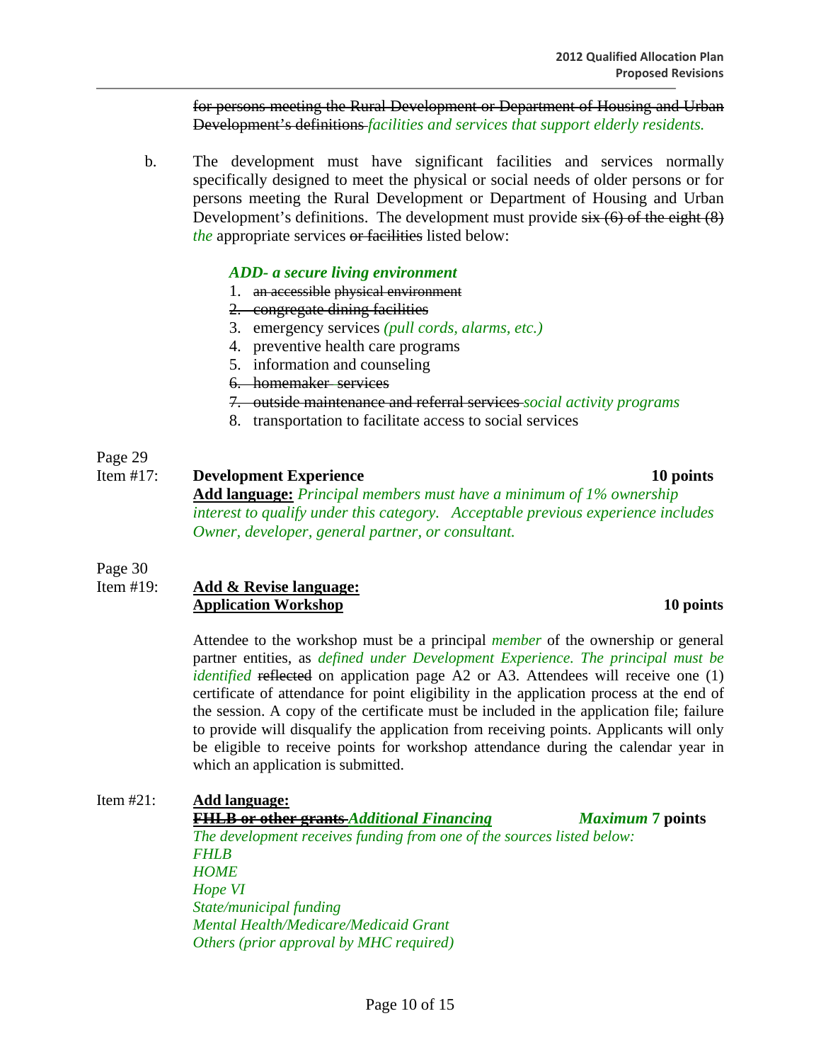~~for persons meeting the Rural Development or Department of Housing and Urban Development's definitions~~ *facilities and services that support elderly residents.*

b. The development must have significant facilities and services normally specifically designed to meet the physical or social needs of older persons or for persons meeting the Rural Development or Department of Housing and Urban Development's definitions. The development must provide ~~six (6) of the eight (8)~~ *the* appropriate services ~~or facilities~~ listed below:

***ADD- a secure living environment***

1. ~~an accessible physical environment~~
2. ~~congregate dining facilities~~
3. emergency services *(pull cords, alarms, etc.)*
4. preventive health care programs
5. information and counseling
6. ~~homemaker services~~
7. ~~outside maintenance and referral services~~ *social activity programs*
8. transportation to facilitate access to social services

Page 29

Item #17: **Development Experience** **10 points**

**Add language:** *Principal members must have a minimum of 1% ownership interest to qualify under this category. Acceptable previous experience includes Owner, developer, general partner, or consultant.*

Page 30

Item #19: **Add & Revise language:**

**Application Workshop** **10 points**

Attendee to the workshop must be a principal *member* of the ownership or general partner entities, as *defined under Development Experience. The principal must be identified* ~~reflected~~ on application page A2 or A3. Attendees will receive one (1) certificate of attendance for point eligibility in the application process at the end of the session. A copy of the certificate must be included in the application file; failure to provide will disqualify the application from receiving points. Applicants will only be eligible to receive points for workshop attendance during the calendar year in which an application is submitted.

Item #21: **Add language:**

**~~FHLB or other grants~~** ***Additional Financing*** ***Maximum*** **7 points**

*The development receives funding from one of the sources listed below:*
*FHLB*
*HOME*
*Hope VI*
*State/municipal funding*
*Mental Health/Medicare/Medicaid Grant*
*Others (prior approval by MHC required)*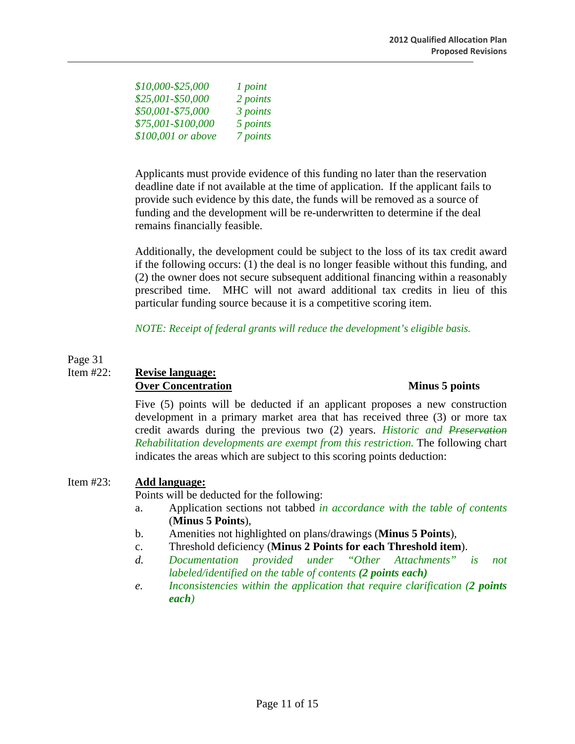| | |
|---|---|
| *$10,000-$25,000* | *1 point* |
| *$25,001-$50,000* | *2 points* |
| *$50,001-$75,000* | *3 points* |
| *$75,001-$100,000* | *5 points* |
| *$100,001 or above* | *7 points* |

Applicants must provide evidence of this funding no later than the reservation deadline date if not available at the time of application. If the applicant fails to provide such evidence by this date, the funds will be removed as a source of funding and the development will be re-underwritten to determine if the deal remains financially feasible.

Additionally, the development could be subject to the loss of its tax credit award if the following occurs: (1) the deal is no longer feasible without this funding, and (2) the owner does not secure subsequent additional financing within a reasonably prescribed time. MHC will not award additional tax credits in lieu of this particular funding source because it is a competitive scoring item.

*NOTE: Receipt of federal grants will reduce the development's eligible basis.*

Page 31

Item #22: **Revise language:**

**Over Concentration** **Minus 5 points**

Five (5) points will be deducted if an applicant proposes a new construction development in a primary market area that has received three (3) or more tax credit awards during the previous two (2) years. *Historic and ~~Preservation~~ Rehabilitation developments are exempt from this restriction.* The following chart indicates the areas which are subject to this scoring points deduction:

Item #23: **Add language:**

Points will be deducted for the following:

a. Application sections not tabbed *in accordance with the table of contents* (**Minus 5 Points**),
b. Amenities not highlighted on plans/drawings (**Minus 5 Points**),
c. Threshold deficiency (**Minus 2 Points for each Threshold item**).
d. *Documentation provided under "Other Attachments" is not labeled/identified on the table of contents **(2 points each)***
e. *Inconsistencies within the application that require clarification (**2 points each**)*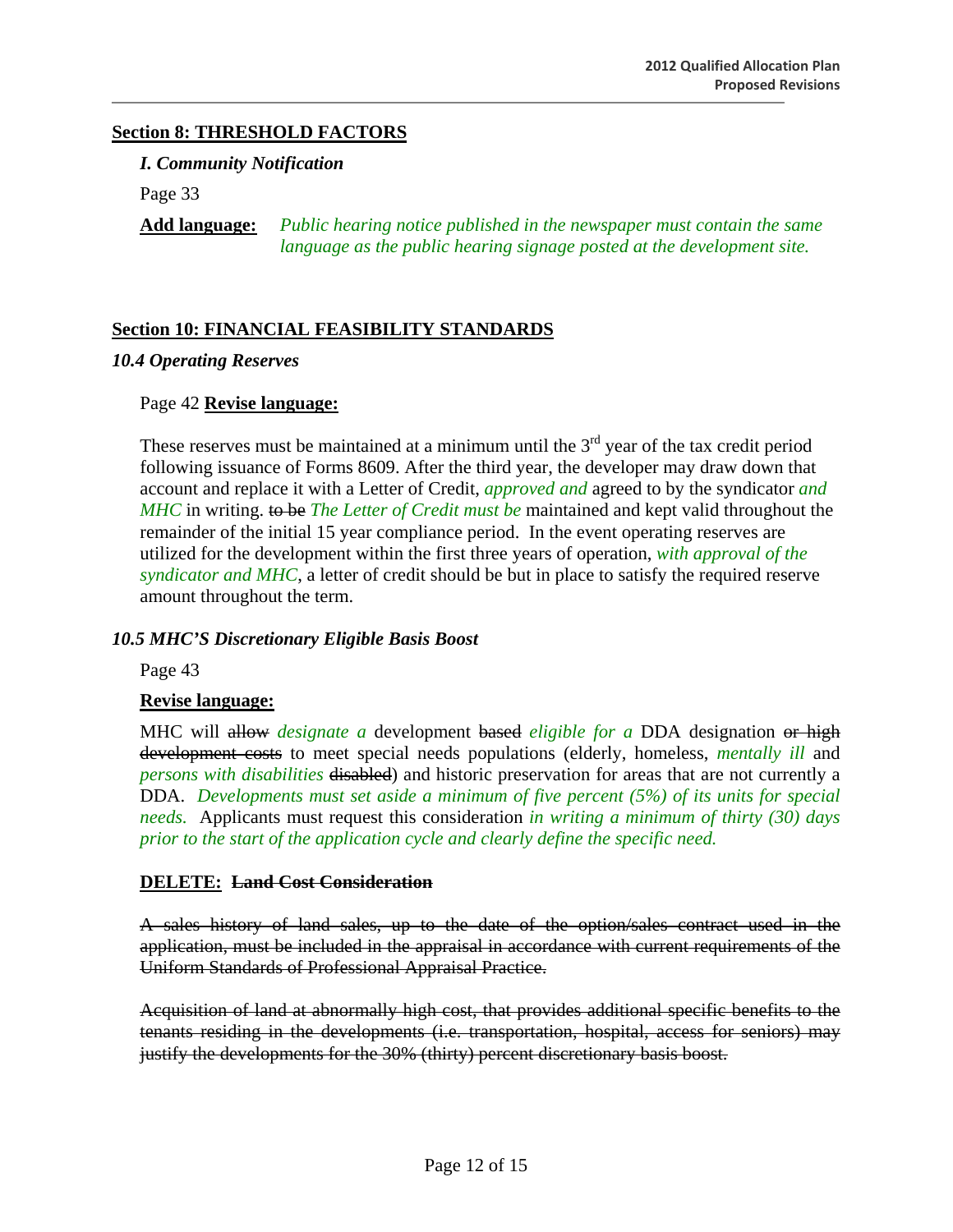## Section 8: THRESHOLD FACTORS

### *I. Community Notification*

Page 33

**Add language:** *Public hearing notice published in the newspaper must contain the same language as the public hearing signage posted at the development site.*

## Section 10: FINANCIAL FEASIBILITY STANDARDS

### *10.4 Operating Reserves*

Page 42 **Revise language:**

These reserves must be maintained at a minimum until the 3rd year of the tax credit period following issuance of Forms 8609. After the third year, the developer may draw down that account and replace it with a Letter of Credit, *approved and* agreed to by the syndicator *and MHC* in writing. ~~to be~~ *The Letter of Credit must be* maintained and kept valid throughout the remainder of the initial 15 year compliance period. In the event operating reserves are utilized for the development within the first three years of operation, *with approval of the syndicator and MHC*, a letter of credit should be but in place to satisfy the required reserve amount throughout the term.

### *10.5 MHC'S Discretionary Eligible Basis Boost*

Page 43

**Revise language:**

MHC will ~~allow~~ *designate a* development ~~based~~ *eligible for a* DDA designation ~~or high development costs~~ to meet special needs populations (elderly, homeless, *mentally ill* and *persons with disabilities* ~~disabled~~) and historic preservation for areas that are not currently a DDA. *Developments must set aside a minimum of five percent (5%) of its units for special needs.* Applicants must request this consideration *in writing a minimum of thirty (30) days prior to the start of the application cycle and clearly define the specific need.*

**DELETE:** ~~**Land Cost Consideration**~~

~~A sales history of land sales, up to the date of the option/sales contract used in the application, must be included in the appraisal in accordance with current requirements of the Uniform Standards of Professional Appraisal Practice.~~

~~Acquisition of land at abnormally high cost, that provides additional specific benefits to the tenants residing in the developments (i.e. transportation, hospital, access for seniors) may justify the developments for the 30% (thirty) percent discretionary basis boost.~~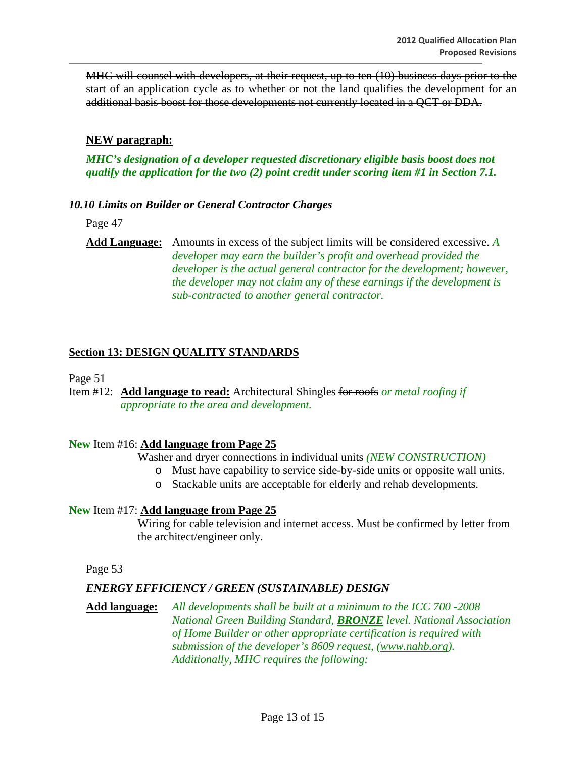~~MHC will counsel with developers, at their request, up to ten (10) business days prior to the start of an application cycle as to whether or not the land qualifies the development for an additional basis boost for those developments not currently located in a QCT or DDA.~~

**NEW paragraph:**

***MHC's designation of a developer requested discretionary eligible basis boost does not qualify the application for the two (2) point credit under scoring item #1 in Section 7.1.***

### *10.10 Limits on Builder or General Contractor Charges*

Page 47

**Add Language:** Amounts in excess of the subject limits will be considered excessive. *A developer may earn the builder's profit and overhead provided the developer is the actual general contractor for the development; however, the developer may not claim any of these earnings if the development is sub-contracted to another general contractor.*

## Section 13: DESIGN QUALITY STANDARDS

Page 51

Item #12: **Add language to read:** Architectural Shingles ~~for roofs~~ *or metal roofing if appropriate to the area and development.*

**New** Item #16: **Add language from Page 25**

Washer and dryer connections in individual units *(NEW CONSTRUCTION)*

- Must have capability to service side-by-side units or opposite wall units.
- Stackable units are acceptable for elderly and rehab developments.

**New** Item #17: **Add language from Page 25**

Wiring for cable television and internet access. Must be confirmed by letter from the architect/engineer only.

Page 53

### *ENERGY EFFICIENCY / GREEN (SUSTAINABLE) DESIGN*

**Add language:** *All developments shall be built at a minimum to the ICC 700 -2008 National Green Building Standard, **BRONZE** level. National Association of Home Builder or other appropriate certification is required with submission of the developer's 8609 request, (www.nahb.org). Additionally, MHC requires the following:*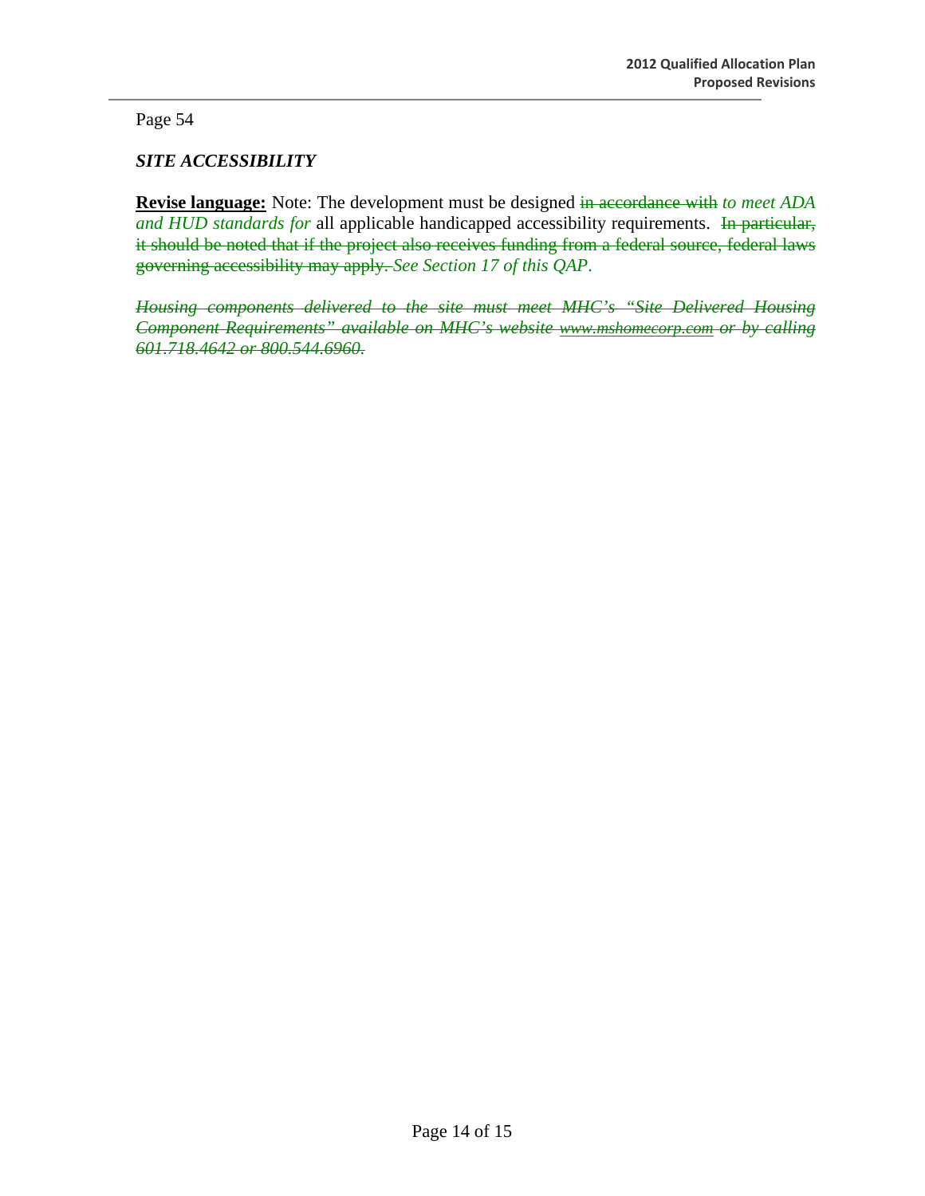Page 54

### *SITE ACCESSIBILITY*

**Revise language:** Note: The development must be designed ~~in accordance with~~ *to meet ADA and HUD standards for* all applicable handicapped accessibility requirements. ~~In particular, it should be noted that if the project also receives funding from a federal source, federal laws governing accessibility may apply.~~ *See Section 17 of this QAP*.

~~*Housing components delivered to the site must meet MHC's "Site Delivered Housing Component Requirements" available on MHC's website www.mshomecorp.com or by calling 601.718.4642 or 800.544.6960.*~~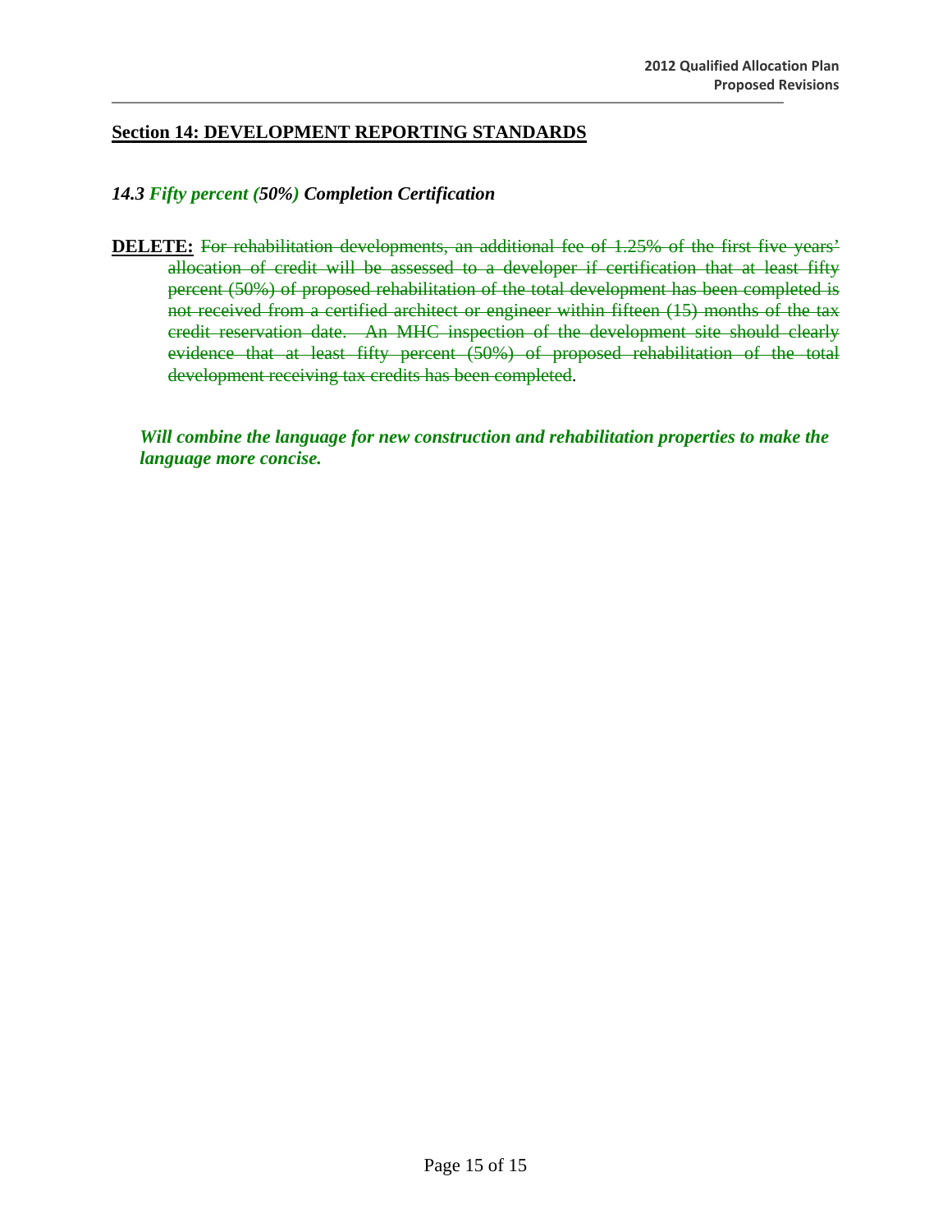## Section 14: DEVELOPMENT REPORTING STANDARDS

### *14.3 Fifty percent (50%) Completion Certification*

**DELETE:** ~~For rehabilitation developments, an additional fee of 1.25% of the first five years' allocation of credit will be assessed to a developer if certification that at least fifty percent (50%) of proposed rehabilitation of the total development has been completed is not received from a certified architect or engineer within fifteen (15) months of the tax credit reservation date. An MHC inspection of the development site should clearly evidence that at least fifty percent (50%) of proposed rehabilitation of the total development receiving tax credits has been completed~~.

***Will combine the language for new construction and rehabilitation properties to make the language more concise.***